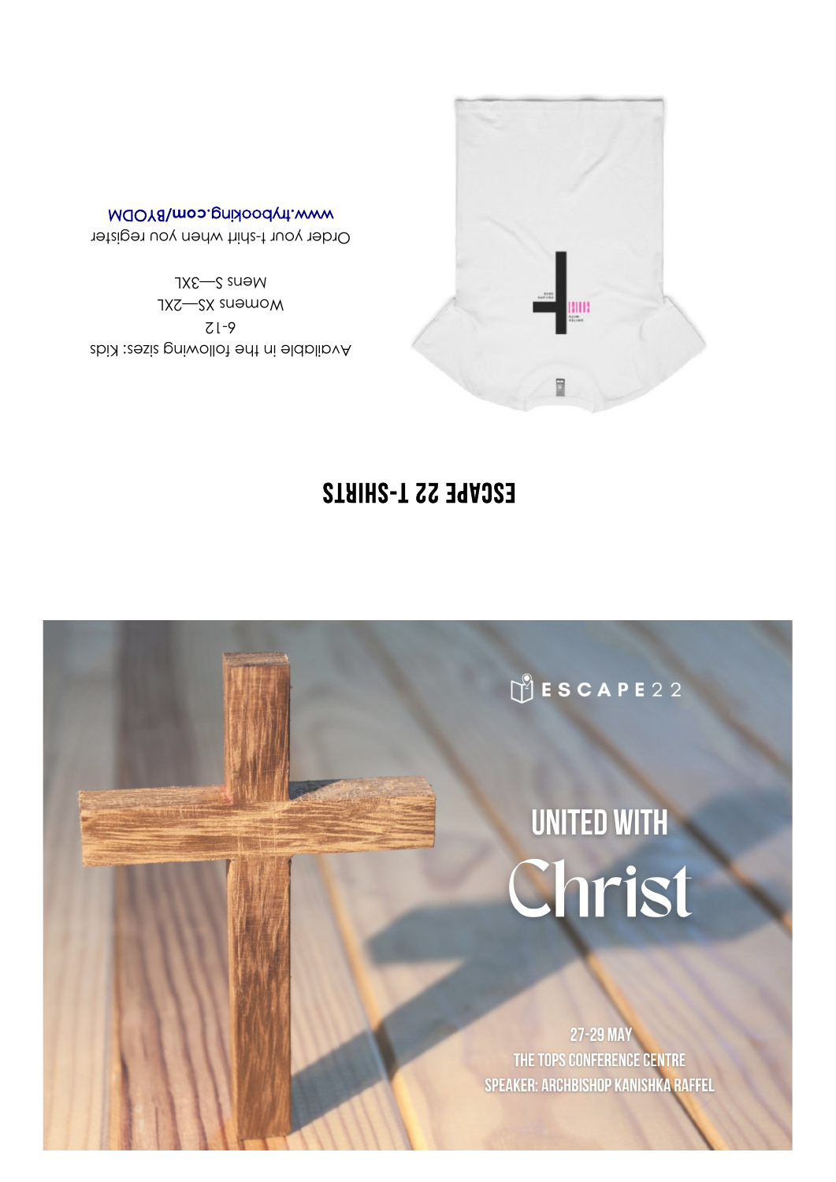## ESCAPE 22 T-SHIRTS

Available in the following sizes: Kids 6-12

Womens XS—2XL

Mens S—3XL

Order your t-shirt when you register

www.trybooking.com/BYODM

ESCAPE22

# UNITED WITH Christ

27-29 MAY

THE TOPS CONFERENCE CENTRE

SPEAKER: ARCHBISHOP KANISHKA RAFFEL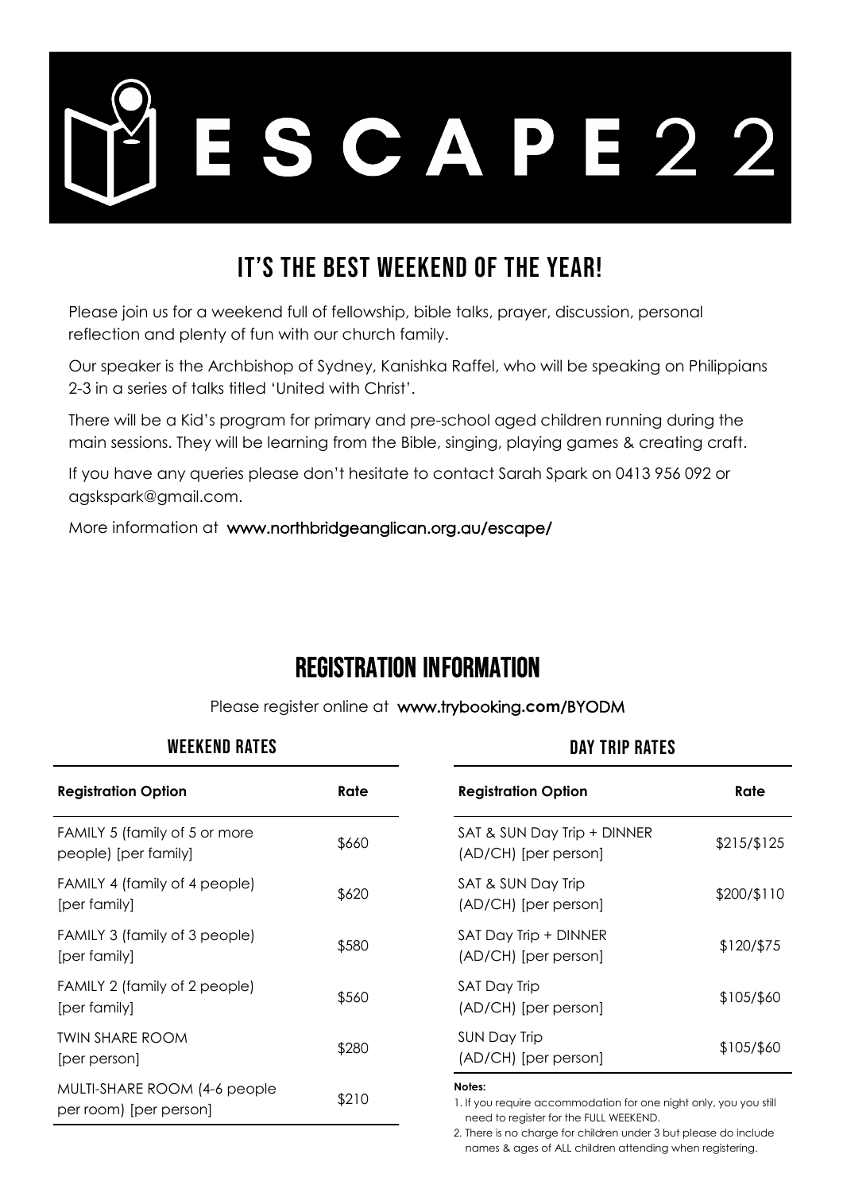# ESCAPE22

## IT'S THE BEST WEEKEND OF THE YEAR!

Please join us for a weekend full of fellowship, bible talks, prayer, discussion, personal reflection and plenty of fun with our church family.

Our speaker is the Archbishop of Sydney, Kanishka Raffel, who will be speaking on Philippians 2-3 in a series of talks titled 'United with Christ'.

There will be a Kid's program for primary and pre-school aged children running during the main sessions. They will be learning from the Bible, singing, playing games & creating craft.

If you have any queries please don't hesitate to contact Sarah Spark on 0413 956 092 or agskspark@gmail.com.

More information at **www.northbridgeanglican.org.au/escape/**

## REGISTRATION INFORMATION

Please register online at **www.trybooking.com/BYODM**

### WEEKEND RATES

| Registration Option | Rate |
|---|---|
| FAMILY 5 (family of 5 or more people) [per family] | $660 |
| FAMILY 4 (family of 4 people) [per family] | $620 |
| FAMILY 3 (family of 3 people) [per family] | $580 |
| FAMILY 2 (family of 2 people) [per family] | $560 |
| TWIN SHARE ROOM [per person] | $280 |
| MULTI-SHARE ROOM (4-6 people per room) [per person] | $210 |

### DAY TRIP RATES

| Registration Option | Rate |
|---|---|
| SAT & SUN Day Trip + DINNER (AD/CH) [per person] | $215/$125 |
| SAT & SUN Day Trip (AD/CH) [per person] | $200/$110 |
| SAT Day Trip + DINNER (AD/CH) [per person] | $120/$75 |
| SAT Day Trip (AD/CH) [per person] | $105/$60 |
| SUN Day Trip (AD/CH) [per person] | $105/$60 |

**Notes:**

1. If you require accommodation for one night only, you you still need to register for the FULL WEEKEND.
2. There is no charge for children under 3 but please do include names & ages of ALL children attending when registering.